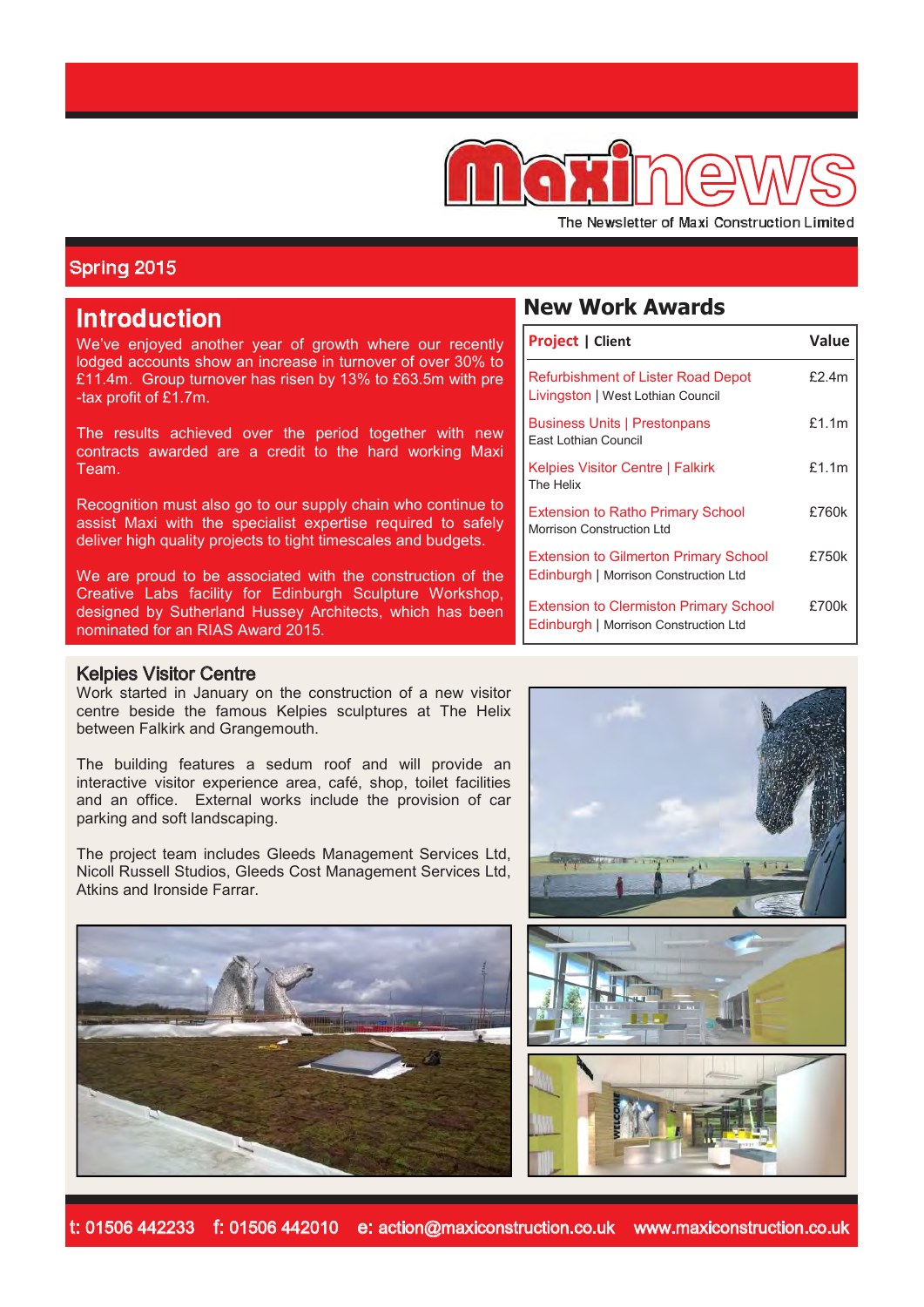# Maxinews

The Newsletter of Maxi Construction Limited

Spring 2015

## Introduction

We've enjoyed another year of growth where our recently lodged accounts show an increase in turnover of over 30% to £11.4m. Group turnover has risen by 13% to £63.5m with pre-tax profit of £1.7m.

The results achieved over the period together with new contracts awarded are a credit to the hard working Maxi Team.

Recognition must also go to our supply chain who continue to assist Maxi with the specialist expertise required to safely deliver high quality projects to tight timescales and budgets.

We are proud to be associated with the construction of the Creative Labs facility for Edinburgh Sculpture Workshop, designed by Sutherland Hussey Architects, which has been nominated for an RIAS Award 2015.

## New Work Awards

| Project \| Client | Value |
|---|---|
| Refurbishment of Lister Road Depot Livingston \| West Lothian Council | £2.4m |
| Business Units \| Prestonpans<br>East Lothian Council | £1.1m |
| Kelpies Visitor Centre \| Falkirk<br>The Helix | £1.1m |
| Extension to Ratho Primary School<br>Morrison Construction Ltd | £760k |
| Extension to Gilmerton Primary School Edinburgh \| Morrison Construction Ltd | £750k |
| Extension to Clermiston Primary School Edinburgh \| Morrison Construction Ltd | £700k |

## Kelpies Visitor Centre

Work started in January on the construction of a new visitor centre beside the famous Kelpies sculptures at The Helix between Falkirk and Grangemouth.

The building features a sedum roof and will provide an interactive visitor experience area, café, shop, toilet facilities and an office. External works include the provision of car parking and soft landscaping.

The project team includes Gleeds Management Services Ltd, Nicoll Russell Studios, Gleeds Cost Management Services Ltd, Atkins and Ironside Farrar.

t: 01506 442233 f: 01506 442010 e: action@maxiconstruction.co.uk www.maxiconstruction.co.uk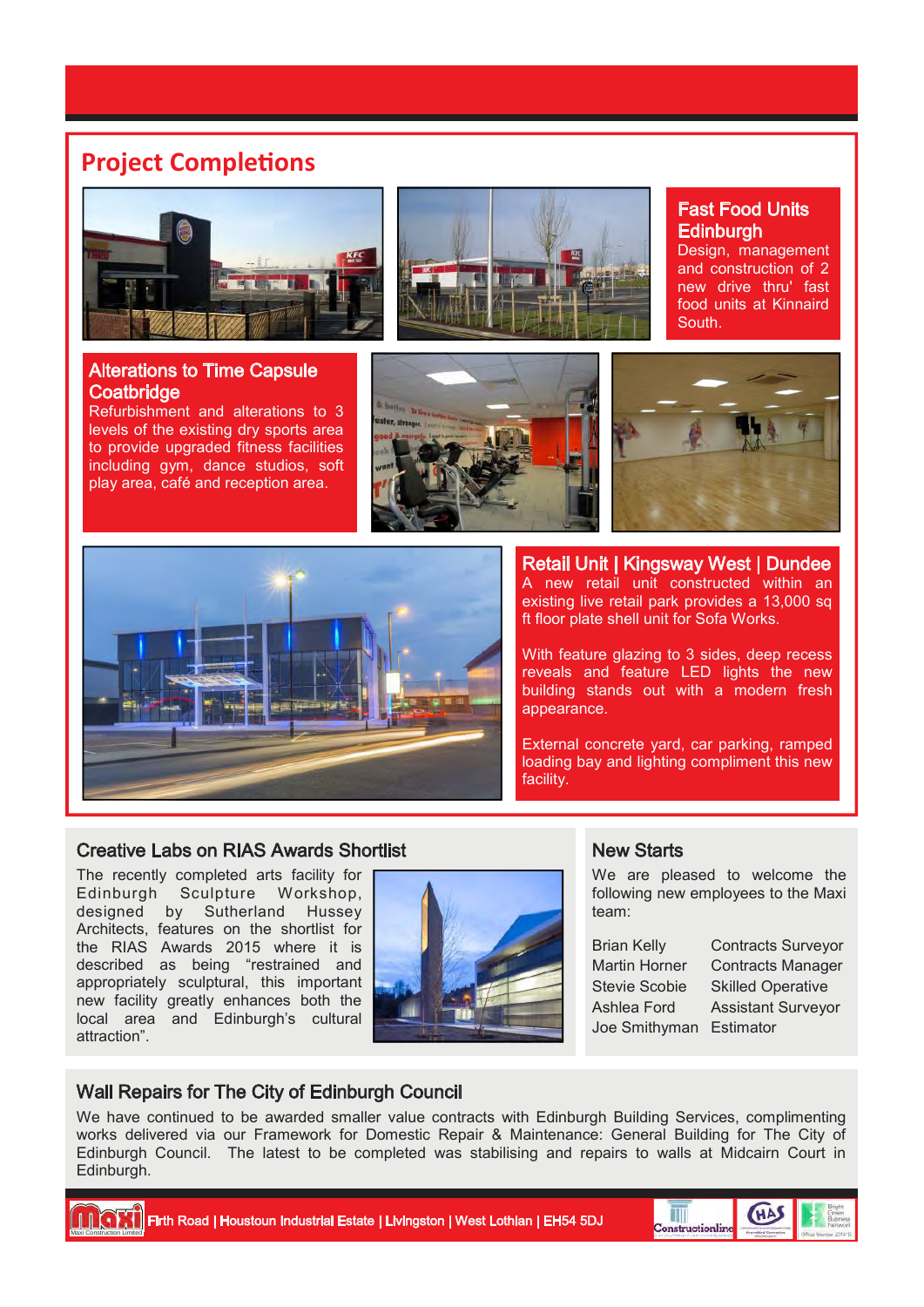## Project Completions

### Fast Food Units Edinburgh

Design, management and construction of 2 new drive thru' fast food units at Kinnaird South.

### Alterations to Time Capsule Coatbridge

Refurbishment and alterations to 3 levels of the existing dry sports area to provide upgraded fitness facilities including gym, dance studios, soft play area, café and reception area.

### Retail Unit | Kingsway West | Dundee

A new retail unit constructed within an existing live retail park provides a 13,000 sq ft floor plate shell unit for Sofa Works.

With feature glazing to 3 sides, deep recess reveals and feature LED lights the new building stands out with a modern fresh appearance.

External concrete yard, car parking, ramped loading bay and lighting compliment this new facility.

## Creative Labs on RIAS Awards Shortlist

The recently completed arts facility for Edinburgh Sculpture Workshop, designed by Sutherland Hussey Architects, features on the shortlist for the RIAS Awards 2015 where it is described as being "restrained and appropriately sculptural, this important new facility greatly enhances both the local area and Edinburgh's cultural attraction".

## New Starts

We are pleased to welcome the following new employees to the Maxi team:

| | |
|---|---|
| Brian Kelly | Contracts Surveyor |
| Martin Horner | Contracts Manager |
| Stevie Scobie | Skilled Operative |
| Ashlea Ford | Assistant Surveyor |
| Joe Smithyman | Estimator |

## Wall Repairs for The City of Edinburgh Council

We have continued to be awarded smaller value contracts with Edinburgh Building Services, complimenting works delivered via our Framework for Domestic Repair & Maintenance: General Building for The City of Edinburgh Council. The latest to be completed was stabilising and repairs to walls at Midcairn Court in Edinburgh.

Maxi Construction Limited | Firth Road | Houstoun Industrial Estate | Livingston | West Lothian | EH54 5DJ